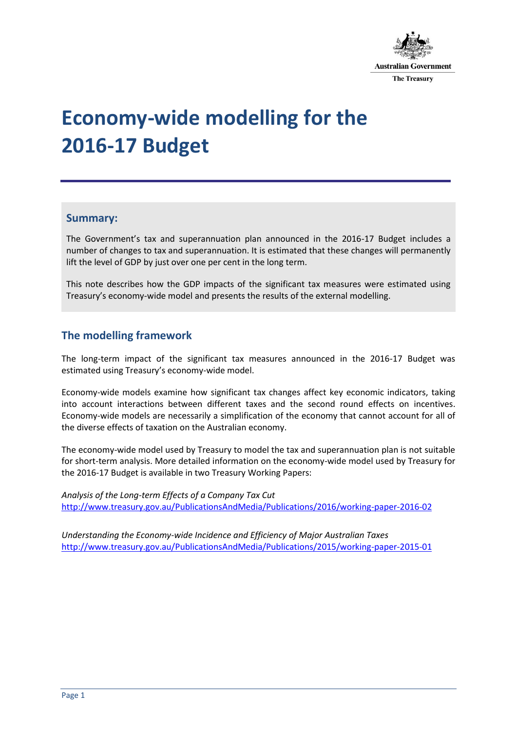Australian Government

The Treasury

# Economy-wide modelling for the 2016-17 Budget

## Summary:

The Government's tax and superannuation plan announced in the 2016-17 Budget includes a number of changes to tax and superannuation. It is estimated that these changes will permanently lift the level of GDP by just over one per cent in the long term.

This note describes how the GDP impacts of the significant tax measures were estimated using Treasury's economy-wide model and presents the results of the external modelling.

## The modelling framework

The long-term impact of the significant tax measures announced in the 2016-17 Budget was estimated using Treasury's economy-wide model.

Economy-wide models examine how significant tax changes affect key economic indicators, taking into account interactions between different taxes and the second round effects on incentives. Economy-wide models are necessarily a simplification of the economy that cannot account for all of the diverse effects of taxation on the Australian economy.

The economy-wide model used by Treasury to model the tax and superannuation plan is not suitable for short-term analysis. More detailed information on the economy-wide model used by Treasury for the 2016-17 Budget is available in two Treasury Working Papers:

*Analysis of the Long-term Effects of a Company Tax Cut*
http://www.treasury.gov.au/PublicationsAndMedia/Publications/2016/working-paper-2016-02

*Understanding the Economy-wide Incidence and Efficiency of Major Australian Taxes*
http://www.treasury.gov.au/PublicationsAndMedia/Publications/2015/working-paper-2015-01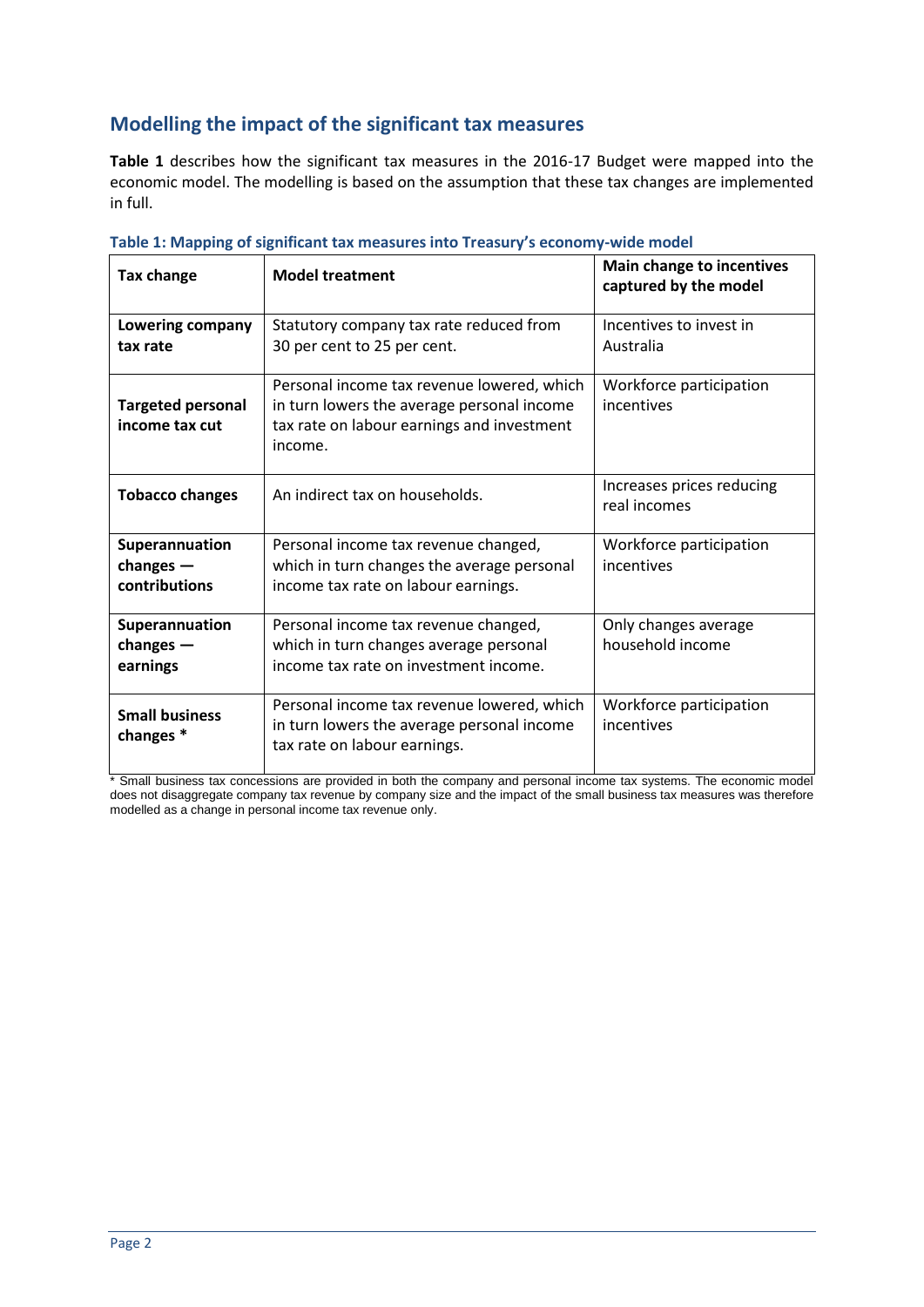## Modelling the impact of the significant tax measures

**Table 1** describes how the significant tax measures in the 2016-17 Budget were mapped into the economic model. The modelling is based on the assumption that these tax changes are implemented in full.

**Table 1: Mapping of significant tax measures into Treasury's economy-wide model**

| Tax change | Model treatment | Main change to incentives captured by the model |
|---|---|---|
| **Lowering company tax rate** | Statutory company tax rate reduced from 30 per cent to 25 per cent. | Incentives to invest in Australia |
| **Targeted personal income tax cut** | Personal income tax revenue lowered, which in turn lowers the average personal income tax rate on labour earnings and investment income. | Workforce participation incentives |
| **Tobacco changes** | An indirect tax on households. | Increases prices reducing real incomes |
| **Superannuation changes — contributions** | Personal income tax revenue changed, which in turn changes the average personal income tax rate on labour earnings. | Workforce participation incentives |
| **Superannuation changes — earnings** | Personal income tax revenue changed, which in turn changes average personal income tax rate on investment income. | Only changes average household income |
| **Small business changes *** | Personal income tax revenue lowered, which in turn lowers the average personal income tax rate on labour earnings. | Workforce participation incentives |

* Small business tax concessions are provided in both the company and personal income tax systems. The economic model does not disaggregate company tax revenue by company size and the impact of the small business tax measures was therefore modelled as a change in personal income tax revenue only.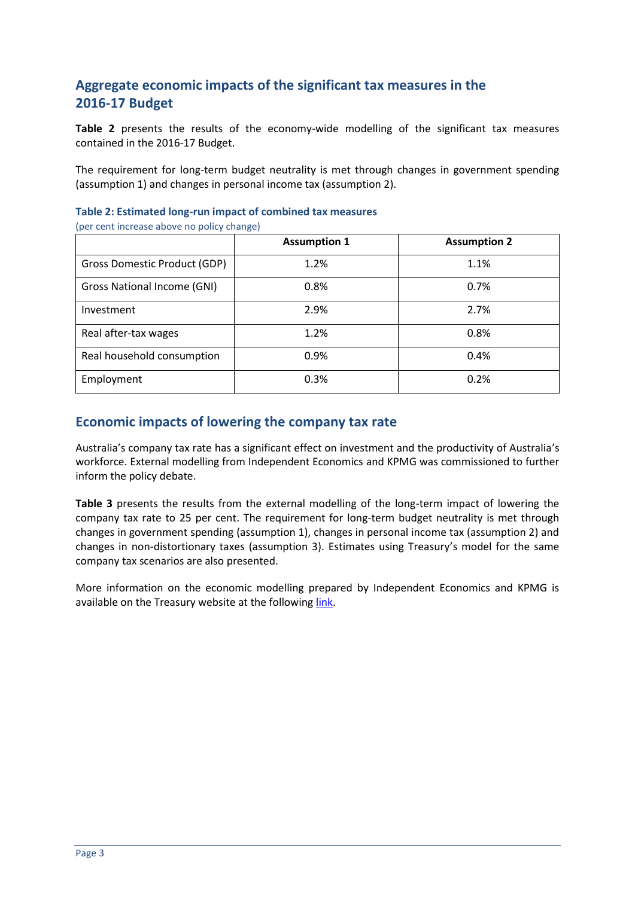## Aggregate economic impacts of the significant tax measures in the 2016-17 Budget

**Table 2** presents the results of the economy-wide modelling of the significant tax measures contained in the 2016-17 Budget.

The requirement for long-term budget neutrality is met through changes in government spending (assumption 1) and changes in personal income tax (assumption 2).

**Table 2: Estimated long-run impact of combined tax measures**
(per cent increase above no policy change)

| | Assumption 1 | Assumption 2 |
|---|---|---|
| Gross Domestic Product (GDP) | 1.2% | 1.1% |
| Gross National Income (GNI) | 0.8% | 0.7% |
| Investment | 2.9% | 2.7% |
| Real after-tax wages | 1.2% | 0.8% |
| Real household consumption | 0.9% | 0.4% |
| Employment | 0.3% | 0.2% |

## Economic impacts of lowering the company tax rate

Australia's company tax rate has a significant effect on investment and the productivity of Australia's workforce. External modelling from Independent Economics and KPMG was commissioned to further inform the policy debate.

**Table 3** presents the results from the external modelling of the long-term impact of lowering the company tax rate to 25 per cent. The requirement for long-term budget neutrality is met through changes in government spending (assumption 1), changes in personal income tax (assumption 2) and changes in non-distortionary taxes (assumption 3). Estimates using Treasury's model for the same company tax scenarios are also presented.

More information on the economic modelling prepared by Independent Economics and KPMG is available on the Treasury website at the following link.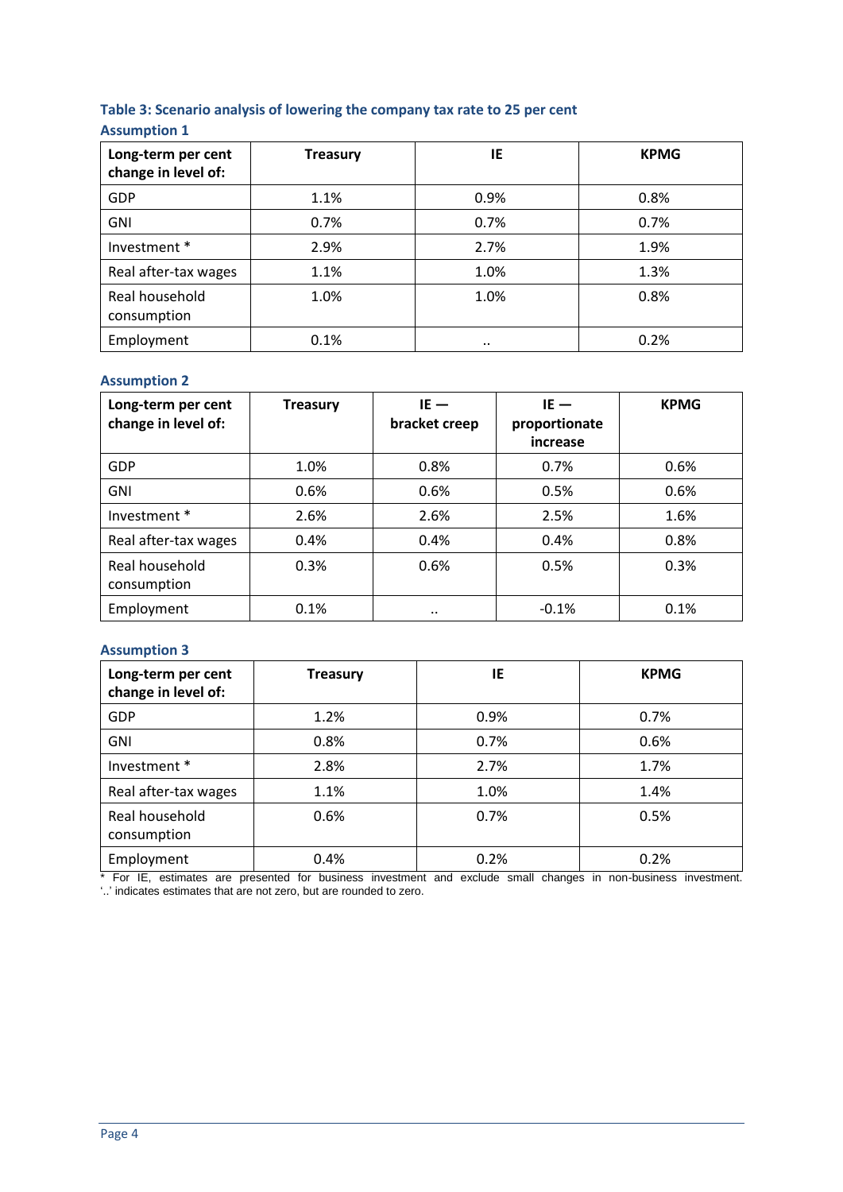### Table 3: Scenario analysis of lowering the company tax rate to 25 per cent

#### Assumption 1

| Long-term per cent change in level of: | Treasury | IE | KPMG |
|---|---|---|---|
| GDP | 1.1% | 0.9% | 0.8% |
| GNI | 0.7% | 0.7% | 0.7% |
| Investment * | 2.9% | 2.7% | 1.9% |
| Real after-tax wages | 1.1% | 1.0% | 1.3% |
| Real household consumption | 1.0% | 1.0% | 0.8% |
| Employment | 0.1% | .. | 0.2% |

#### Assumption 2

| Long-term per cent change in level of: | Treasury | IE — bracket creep | IE — proportionate increase | KPMG |
|---|---|---|---|---|
| GDP | 1.0% | 0.8% | 0.7% | 0.6% |
| GNI | 0.6% | 0.6% | 0.5% | 0.6% |
| Investment * | 2.6% | 2.6% | 2.5% | 1.6% |
| Real after-tax wages | 0.4% | 0.4% | 0.4% | 0.8% |
| Real household consumption | 0.3% | 0.6% | 0.5% | 0.3% |
| Employment | 0.1% | .. | -0.1% | 0.1% |

#### Assumption 3

| Long-term per cent change in level of: | Treasury | IE | KPMG |
|---|---|---|---|
| GDP | 1.2% | 0.9% | 0.7% |
| GNI | 0.8% | 0.7% | 0.6% |
| Investment * | 2.8% | 2.7% | 1.7% |
| Real after-tax wages | 1.1% | 1.0% | 1.4% |
| Real household consumption | 0.6% | 0.7% | 0.5% |
| Employment | 0.4% | 0.2% | 0.2% |

* For IE, estimates are presented for business investment and exclude small changes in non-business investment. '..' indicates estimates that are not zero, but are rounded to zero.